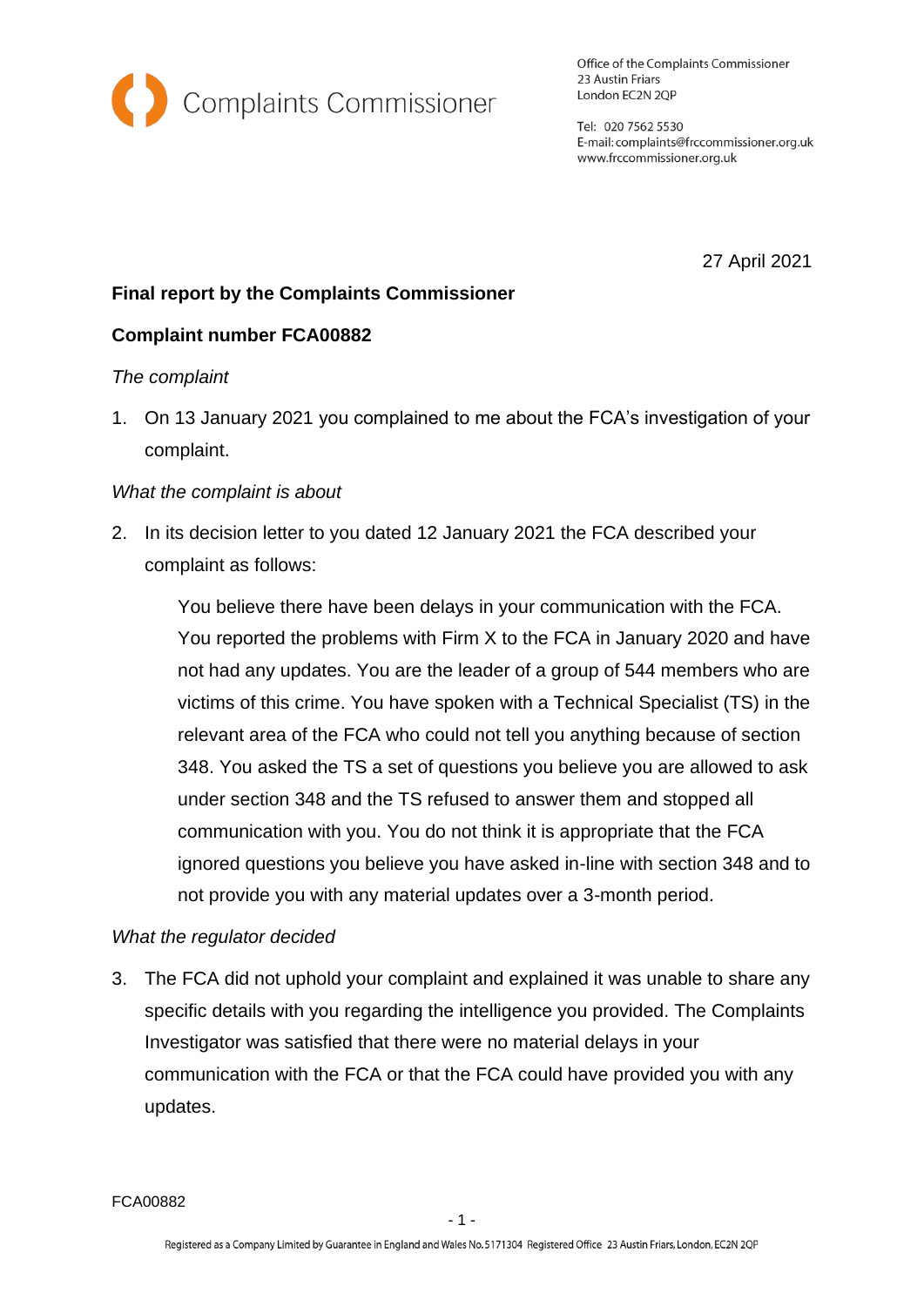Complaints Commissioner

Office of the Complaints Commissioner
23 Austin Friars
London EC2N 2QP

Tel: 020 7562 5530
E-mail: complaints@frccommissioner.org.uk
www.frccommissioner.org.uk

27 April 2021

**Final report by the Complaints Commissioner**

**Complaint number FCA00882**

*The complaint*

1. On 13 January 2021 you complained to me about the FCA's investigation of your complaint.

*What the complaint is about*

2. In its decision letter to you dated 12 January 2021 the FCA described your complaint as follows:

   > You believe there have been delays in your communication with the FCA. You reported the problems with Firm X to the FCA in January 2020 and have not had any updates. You are the leader of a group of 544 members who are victims of this crime. You have spoken with a Technical Specialist (TS) in the relevant area of the FCA who could not tell you anything because of section 348. You asked the TS a set of questions you believe you are allowed to ask under section 348 and the TS refused to answer them and stopped all communication with you. You do not think it is appropriate that the FCA ignored questions you believe you have asked in-line with section 348 and to not provide you with any material updates over a 3-month period.

*What the regulator decided*

3. The FCA did not uphold your complaint and explained it was unable to share any specific details with you regarding the intelligence you provided. The Complaints Investigator was satisfied that there were no material delays in your communication with the FCA or that the FCA could have provided you with any updates.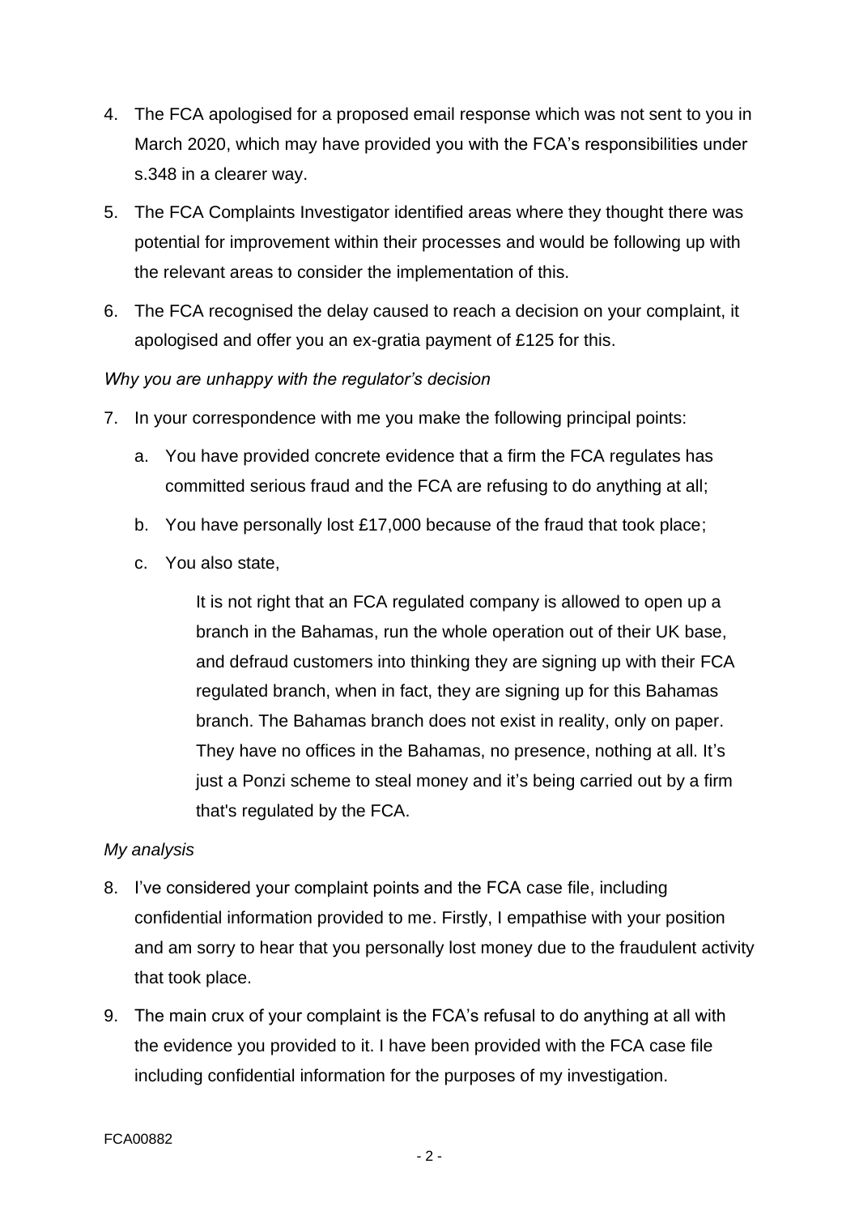4. The FCA apologised for a proposed email response which was not sent to you in March 2020, which may have provided you with the FCA's responsibilities under s.348 in a clearer way.

5. The FCA Complaints Investigator identified areas where they thought there was potential for improvement within their processes and would be following up with the relevant areas to consider the implementation of this.

6. The FCA recognised the delay caused to reach a decision on your complaint, it apologised and offer you an ex-gratia payment of £125 for this.

*Why you are unhappy with the regulator's decision*

7. In your correspondence with me you make the following principal points:

   a. You have provided concrete evidence that a firm the FCA regulates has committed serious fraud and the FCA are refusing to do anything at all;

   b. You have personally lost £17,000 because of the fraud that took place;

   c. You also state,

      > It is not right that an FCA regulated company is allowed to open up a branch in the Bahamas, run the whole operation out of their UK base, and defraud customers into thinking they are signing up with their FCA regulated branch, when in fact, they are signing up for this Bahamas branch. The Bahamas branch does not exist in reality, only on paper. They have no offices in the Bahamas, no presence, nothing at all. It's just a Ponzi scheme to steal money and it's being carried out by a firm that's regulated by the FCA.

*My analysis*

8. I've considered your complaint points and the FCA case file, including confidential information provided to me. Firstly, I empathise with your position and am sorry to hear that you personally lost money due to the fraudulent activity that took place.

9. The main crux of your complaint is the FCA's refusal to do anything at all with the evidence you provided to it. I have been provided with the FCA case file including confidential information for the purposes of my investigation.

FCA00882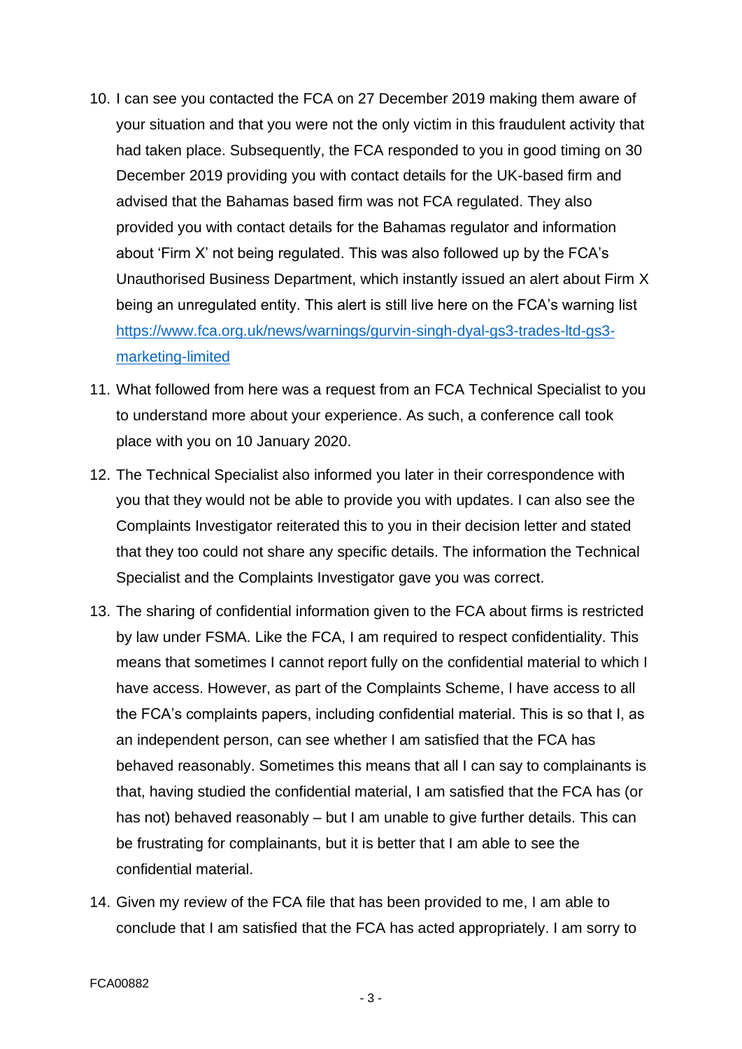10. I can see you contacted the FCA on 27 December 2019 making them aware of your situation and that you were not the only victim in this fraudulent activity that had taken place. Subsequently, the FCA responded to you in good timing on 30 December 2019 providing you with contact details for the UK-based firm and advised that the Bahamas based firm was not FCA regulated. They also provided you with contact details for the Bahamas regulator and information about 'Firm X' not being regulated. This was also followed up by the FCA's Unauthorised Business Department, which instantly issued an alert about Firm X being an unregulated entity. This alert is still live here on the FCA's warning list [https://www.fca.org.uk/news/warnings/gurvin-singh-dyal-gs3-trades-ltd-gs3-marketing-limited](https://www.fca.org.uk/news/warnings/gurvin-singh-dyal-gs3-trades-ltd-gs3-marketing-limited)

11. What followed from here was a request from an FCA Technical Specialist to you to understand more about your experience. As such, a conference call took place with you on 10 January 2020.

12. The Technical Specialist also informed you later in their correspondence with you that they would not be able to provide you with updates. I can also see the Complaints Investigator reiterated this to you in their decision letter and stated that they too could not share any specific details. The information the Technical Specialist and the Complaints Investigator gave you was correct.

13. The sharing of confidential information given to the FCA about firms is restricted by law under FSMA. Like the FCA, I am required to respect confidentiality. This means that sometimes I cannot report fully on the confidential material to which I have access. However, as part of the Complaints Scheme, I have access to all the FCA's complaints papers, including confidential material. This is so that I, as an independent person, can see whether I am satisfied that the FCA has behaved reasonably. Sometimes this means that all I can say to complainants is that, having studied the confidential material, I am satisfied that the FCA has (or has not) behaved reasonably – but I am unable to give further details. This can be frustrating for complainants, but it is better that I am able to see the confidential material.

14. Given my review of the FCA file that has been provided to me, I am able to conclude that I am satisfied that the FCA has acted appropriately. I am sorry to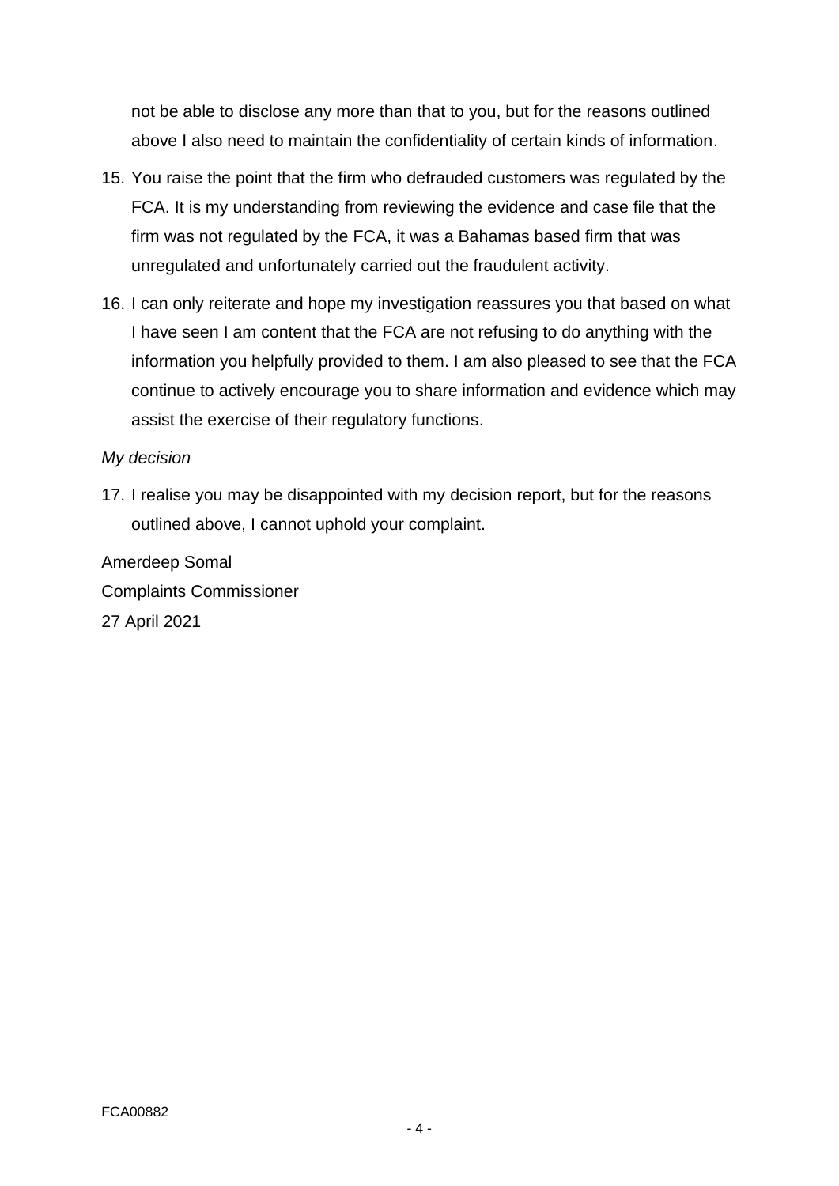not be able to disclose any more than that to you, but for the reasons outlined above I also need to maintain the confidentiality of certain kinds of information.

15. You raise the point that the firm who defrauded customers was regulated by the FCA. It is my understanding from reviewing the evidence and case file that the firm was not regulated by the FCA, it was a Bahamas based firm that was unregulated and unfortunately carried out the fraudulent activity.

16. I can only reiterate and hope my investigation reassures you that based on what I have seen I am content that the FCA are not refusing to do anything with the information you helpfully provided to them. I am also pleased to see that the FCA continue to actively encourage you to share information and evidence which may assist the exercise of their regulatory functions.

*My decision*

17. I realise you may be disappointed with my decision report, but for the reasons outlined above, I cannot uphold your complaint.

Amerdeep Somal
Complaints Commissioner
27 April 2021

FCA00882